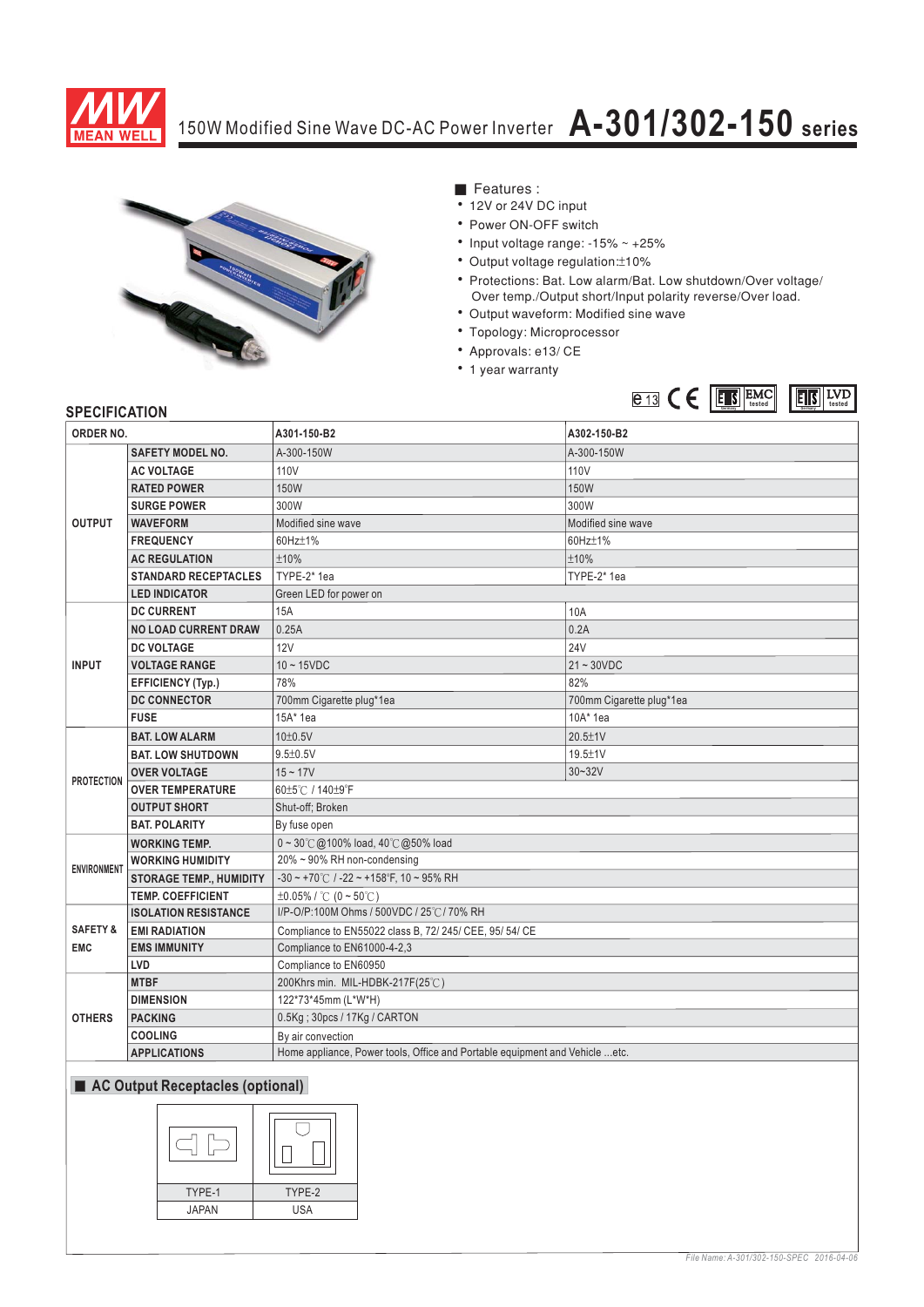# 150W Modified Sine Wave DC-AC Power Inverter A-301/302-150 series

MEAN WELL

■ Features :

- 12V or 24V DC input
- Power ON-OFF switch
- Input voltage range: -15% ~ +25%
- Output voltage regulation:±10%
- Protections: Bat. Low alarm/Bat. Low shutdown/Over voltage/ Over temp./Output short/Input polarity reverse/Over load.
- Output waveform: Modified sine wave
- Topology: Microprocessor
- Approvals: e13/ CE
- 1 year warranty

## SPECIFICATION

| ORDER NO. | | A301-150-B2 | A302-150-B2 |
|---|---|---|---|
| OUTPUT | SAFETY MODEL NO. | A-300-150W | A-300-150W |
| | AC VOLTAGE | 110V | 110V |
| | RATED POWER | 150W | 150W |
| | SURGE POWER | 300W | 300W |
| | WAVEFORM | Modified sine wave | Modified sine wave |
| | FREQUENCY | 60Hz±1% | 60Hz±1% |
| | AC REGULATION | ±10% | ±10% |
| | STANDARD RECEPTACLES | TYPE-2* 1ea | TYPE-2* 1ea |
| | LED INDICATOR | Green LED for power on | |
| INPUT | DC CURRENT | 15A | 10A |
| | NO LOAD CURRENT DRAW | 0.25A | 0.2A |
| | DC VOLTAGE | 12V | 24V |
| | VOLTAGE RANGE | 10 ~ 15VDC | 21 ~ 30VDC |
| | EFFICIENCY (Typ.) | 78% | 82% |
| | DC CONNECTOR | 700mm Cigarette plug*1ea | 700mm Cigarette plug*1ea |
| | FUSE | 15A* 1ea | 10A* 1ea |
| PROTECTION | BAT. LOW ALARM | 10±0.5V | 20.5±1V |
| | BAT. LOW SHUTDOWN | 9.5±0.5V | 19.5±1V |
| | OVER VOLTAGE | 15 ~ 17V | 30~32V |
| | OVER TEMPERATURE | 60±5℃ / 140±9°F | |
| | OUTPUT SHORT | Shut-off; Broken | |
| | BAT. POLARITY | By fuse open | |
| ENVIRONMENT | WORKING TEMP. | 0 ~ 30℃@100% load, 40℃@50% load | |
| | WORKING HUMIDITY | 20% ~ 90% RH non-condensing | |
| | STORAGE TEMP., HUMIDITY | -30 ~ +70℃ / -22 ~ +158°F, 10 ~ 95% RH | |
| | TEMP. COEFFICIENT | ±0.05% / ℃ (0 ~ 50℃) | |
| SAFETY & EMC | ISOLATION RESISTANCE | I/P-O/P:100M Ohms / 500VDC / 25℃/ 70% RH | |
| | EMI RADIATION | Compliance to EN55022 class B, 72/ 245/ CEE, 95/ 54/ CE | |
| | EMS IMMUNITY | Compliance to EN61000-4-2,3 | |
| | LVD | Compliance to EN60950 | |
| OTHERS | MTBF | 200Khrs min. MIL-HDBK-217F(25℃) | |
| | DIMENSION | 122*73*45mm (L*W*H) | |
| | PACKING | 0.5Kg ; 30pcs / 17Kg / CARTON | |
| | COOLING | By air convection | |
| | APPLICATIONS | Home appliance, Power tools, Office and Portable equipment and Vehicle ...etc. | |

## ■ AC Output Receptacles (optional)

| TYPE-1 | TYPE-2 |
|---|---|
| JAPAN | USA |

File Name: A-301/302-150-SPEC 2016-04-06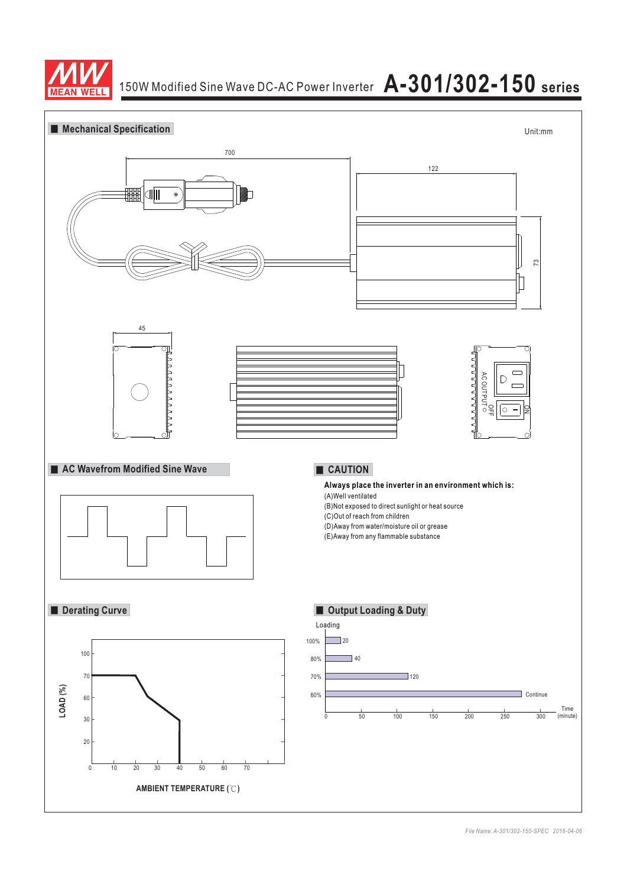# 150W Modified Sine Wave DC-AC Power Inverter A-301/302-150 series

## Mechanical Specification

Unit:mm

700

122

73

45

AC OUTPUT OFF ON

## AC Wavefrom Modified Sine Wave

## CAUTION

**Always place the inverter in an environment which is:**

(A)Well ventilated
(B)Not exposed to direct sunlight or heat source
(C)Out of reach from children
(D)Away from water/moisture oil or grease
(E)Away from any flammable substance

## Derating Curve

LOAD (%)

AMBIENT TEMPERATURE (℃)

## Output Loading & Duty

| Loading | Time (minute) |
|---|---|
| 100% | 20 |
| 80% | 40 |
| 70% | 120 |
| 60% | Continue |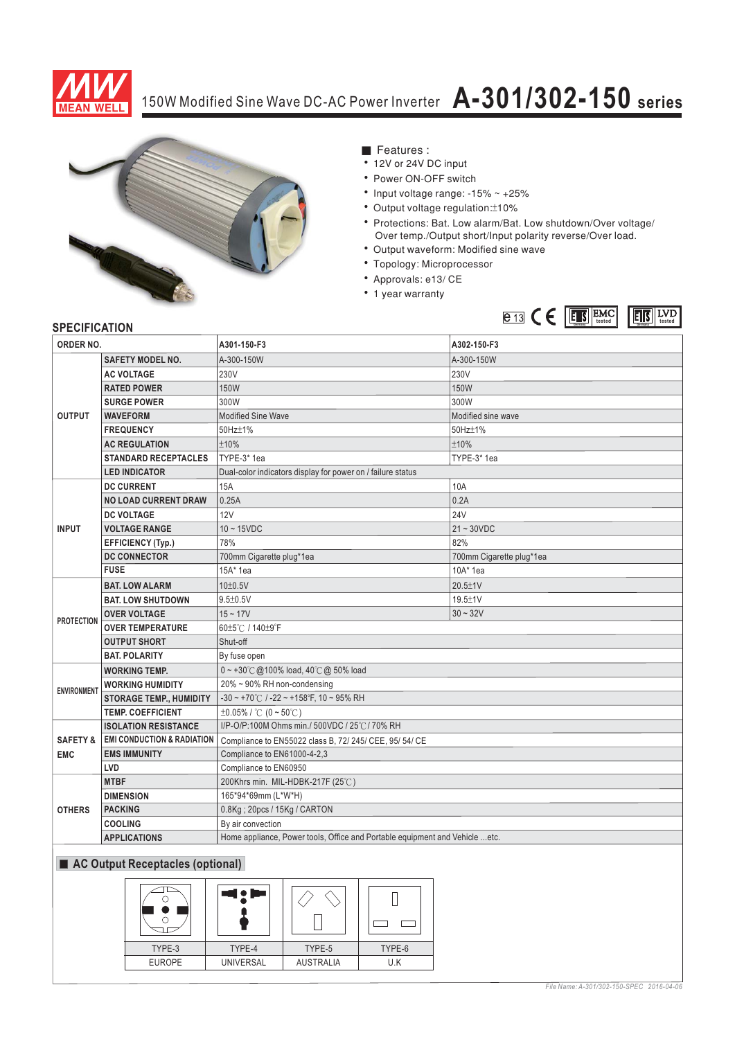# 150W Modified Sine Wave DC-AC Power Inverter A-301/302-150 series

■ Features :

- 12V or 24V DC input
- Power ON-OFF switch
- Input voltage range: -15% ~ +25%
- Output voltage regulation±10%
- Protections: Bat. Low alarm/Bat. Low shutdown/Over voltage/ Over temp./Output short/Input polarity reverse/Over load.
- Output waveform: Modified sine wave
- Topology: Microprocessor
- Approvals: e13/ CE
- 1 year warranty

## SPECIFICATION

| ORDER NO. | | A301-150-F3 | A302-150-F3 |
|---|---|---|---|
| OUTPUT | SAFETY MODEL NO. | A-300-150W | A-300-150W |
| | AC VOLTAGE | 230V | 230V |
| | RATED POWER | 150W | 150W |
| | SURGE POWER | 300W | 300W |
| | WAVEFORM | Modified Sine Wave | Modified sine wave |
| | FREQUENCY | 50Hz±1% | 50Hz±1% |
| | AC REGULATION | ±10% | ±10% |
| | STANDARD RECEPTACLES | TYPE-3* 1ea | TYPE-3* 1ea |
| | LED INDICATOR | Dual-color indicators display for power on / failure status | |
| INPUT | DC CURRENT | 15A | 10A |
| | NO LOAD CURRENT DRAW | 0.25A | 0.2A |
| | DC VOLTAGE | 12V | 24V |
| | VOLTAGE RANGE | 10 ~ 15VDC | 21 ~ 30VDC |
| | EFFICIENCY (Typ.) | 78% | 82% |
| | DC CONNECTOR | 700mm Cigarette plug*1ea | 700mm Cigarette plug*1ea |
| | FUSE | 15A* 1ea | 10A* 1ea |
| PROTECTION | BAT. LOW ALARM | 10±0.5V | 20.5±1V |
| | BAT. LOW SHUTDOWN | 9.5±0.5V | 19.5±1V |
| | OVER VOLTAGE | 15 ~ 17V | 30 ~ 32V |
| | OVER TEMPERATURE | 60±5℃ / 140±9°F | |
| | OUTPUT SHORT | Shut-off | |
| | BAT. POLARITY | By fuse open | |
| ENVIRONMENT | WORKING TEMP. | 0 ~ +30℃ @100% load, 40℃ @ 50% load | |
| | WORKING HUMIDITY | 20% ~ 90% RH non-condensing | |
| | STORAGE TEMP., HUMIDITY | -30 ~ +70℃ / -22 ~ +158°F, 10 ~ 95% RH | |
| | TEMP. COEFFICIENT | ±0.05% / ℃ (0 ~ 50℃) | |
| SAFETY & EMC | ISOLATION RESISTANCE | I/P-O/P:100M Ohms min./ 500VDC / 25℃ / 70% RH | |
| | EMI CONDUCTION & RADIATION | Compliance to EN55022 class B, 72/ 245/ CEE, 95/ 54/ CE | |
| | EMS IMMUNITY | Compliance to EN61000-4-2,3 | |
| | LVD | Compliance to EN60950 | |
| OTHERS | MTBF | 200Khrs min. MIL-HDBK-217F (25℃) | |
| | DIMENSION | 165*94*69mm (L*W*H) | |
| | PACKING | 0.8Kg ; 20pcs / 15Kg / CARTON | |
| | COOLING | By air convection | |
| | APPLICATIONS | Home appliance, Power tools, Office and Portable equipment and Vehicle ...etc. | |

## ■ AC Output Receptacles (optional)

| TYPE-3 | TYPE-4 | TYPE-5 | TYPE-6 |
|---|---|---|---|
| EUROPE | UNIVERSAL | AUSTRALIA | U.K |

*File Name: A-301/302-150-SPEC 2016-04-06*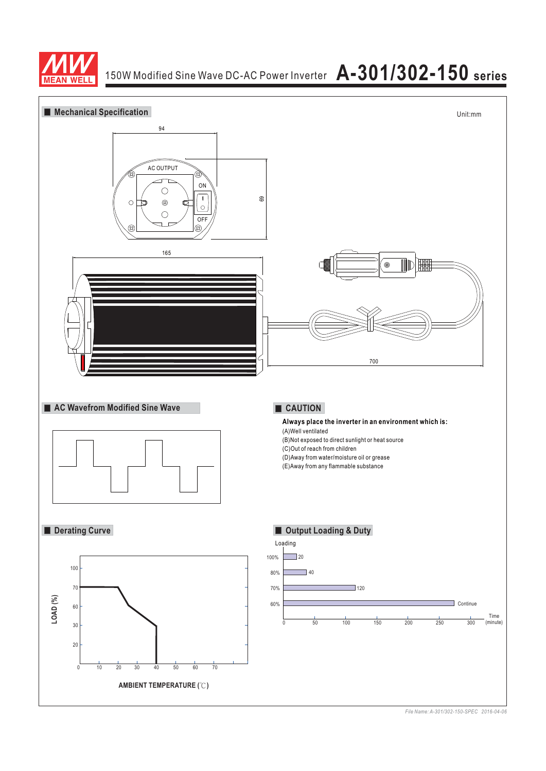MEAN WELL

# 150W Modified Sine Wave DC-AC Power Inverter A-301/302-150 series

## Mechanical Specification

Unit:mm

94

AC OUTPUT

ON

OFF

69

165

700

## AC Wavefrom Modified Sine Wave

## CAUTION

**Always place the inverter in an environment which is:**

(A)Well ventilated

(B)Not exposed to direct sunlight or heat source

(C)Out of reach from children

(D)Away from water/moisture oil or grease

(E)Away from any flammable substance

## Derating Curve

LOAD (%)

100
70
60
30
20

0 10 20 30 40 50 60 70

AMBIENT TEMPERATURE (℃)

## Output Loading & Duty

Loading

100% 20

80% 40

70% 120

60% Continue

0 50 100 150 200 250 300 Time (minute)

*File Name: A-301/302-150-SPEC 2016-04-06*